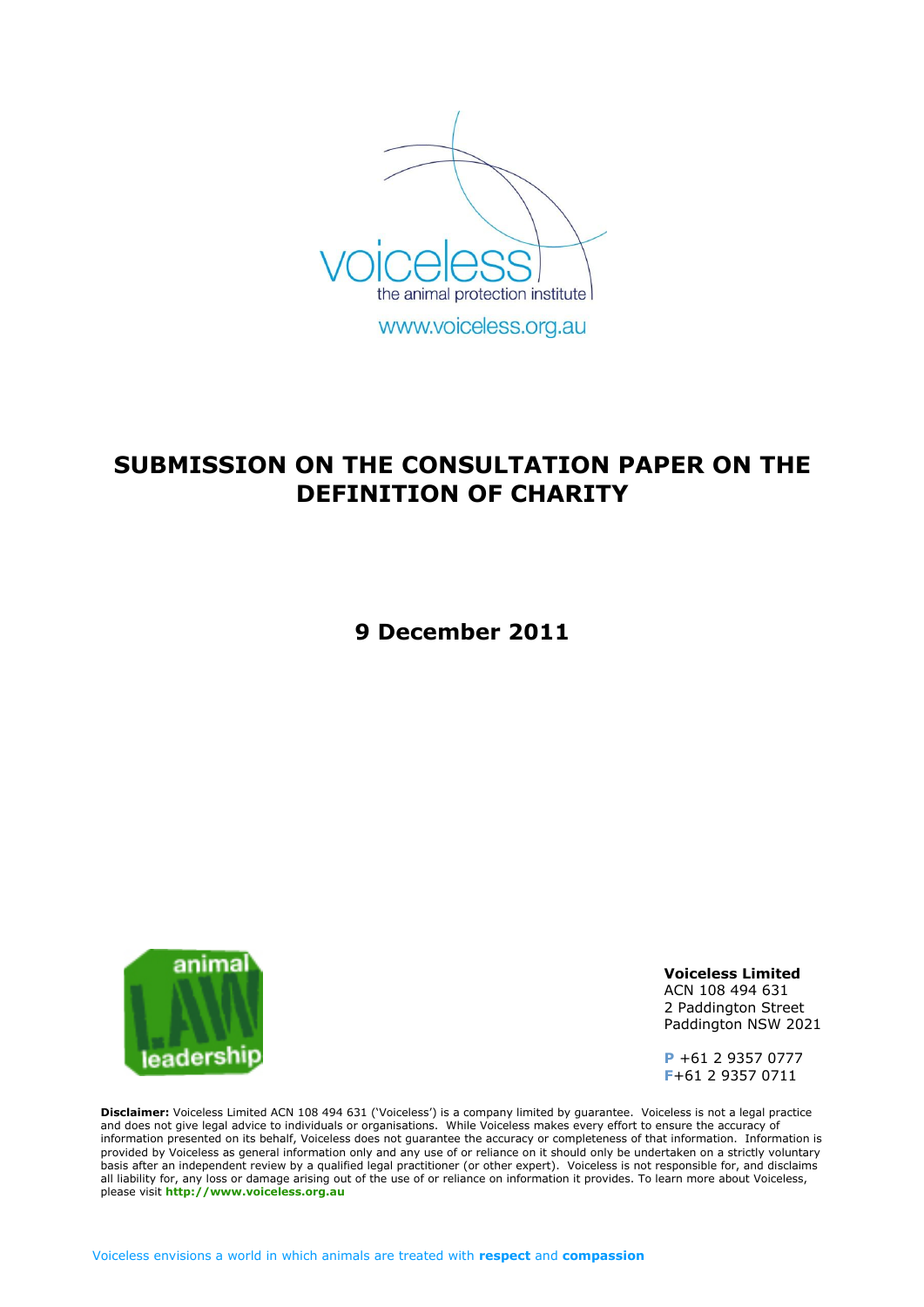voiceless

the animal protection institute

www.voiceless.org.au

# SUBMISSION ON THE CONSULTATION PAPER ON THE DEFINITION OF CHARITY

**9 December 2011**

animal LAW leadership

**Voiceless Limited**
ACN 108 494 631
2 Paddington Street
Paddington NSW 2021

**P** +61 2 9357 0777
**F**+61 2 9357 0711

**Disclaimer:** Voiceless Limited ACN 108 494 631 ('Voiceless') is a company limited by guarantee. Voiceless is not a legal practice and does not give legal advice to individuals or organisations. While Voiceless makes every effort to ensure the accuracy of information presented on its behalf, Voiceless does not guarantee the accuracy or completeness of that information. Information is provided by Voiceless as general information only and any use of or reliance on it should only be undertaken on a strictly voluntary basis after an independent review by a qualified legal practitioner (or other expert). Voiceless is not responsible for, and disclaims all liability for, any loss or damage arising out of the use of or reliance on information it provides. To learn more about Voiceless, please visit **http://www.voiceless.org.au**

Voiceless envisions a world in which animals are treated with **respect** and **compassion**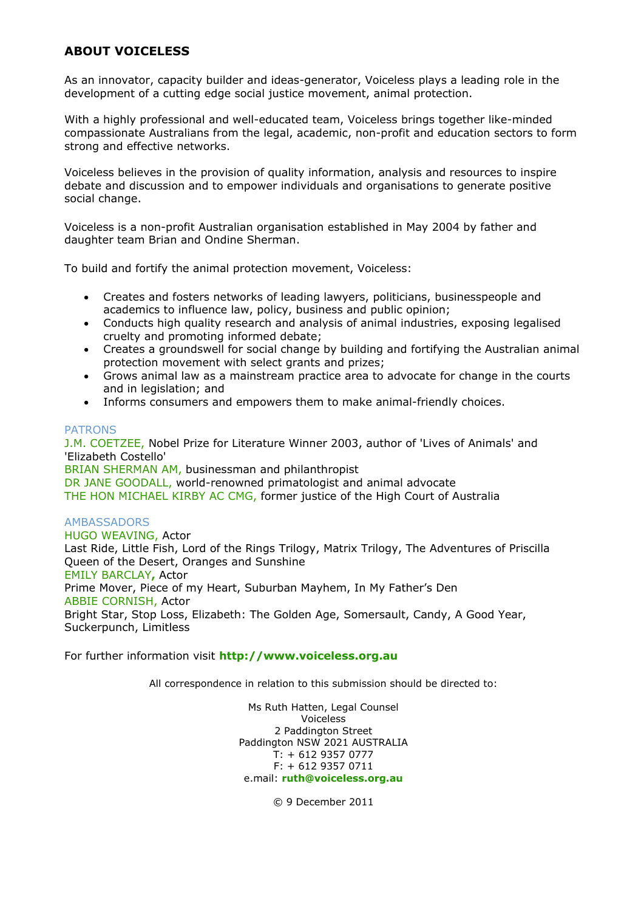## ABOUT VOICELESS

As an innovator, capacity builder and ideas-generator, Voiceless plays a leading role in the development of a cutting edge social justice movement, animal protection.

With a highly professional and well-educated team, Voiceless brings together like-minded compassionate Australians from the legal, academic, non-profit and education sectors to form strong and effective networks.

Voiceless believes in the provision of quality information, analysis and resources to inspire debate and discussion and to empower individuals and organisations to generate positive social change.

Voiceless is a non-profit Australian organisation established in May 2004 by father and daughter team Brian and Ondine Sherman.

To build and fortify the animal protection movement, Voiceless:

- Creates and fosters networks of leading lawyers, politicians, businesspeople and academics to influence law, policy, business and public opinion;
- Conducts high quality research and analysis of animal industries, exposing legalised cruelty and promoting informed debate;
- Creates a groundswell for social change by building and fortifying the Australian animal protection movement with select grants and prizes;
- Grows animal law as a mainstream practice area to advocate for change in the courts and in legislation; and
- Informs consumers and empowers them to make animal-friendly choices.

PATRONS

J.M. COETZEE, Nobel Prize for Literature Winner 2003, author of 'Lives of Animals' and 'Elizabeth Costello'
BRIAN SHERMAN AM, businessman and philanthropist
DR JANE GOODALL, world-renowned primatologist and animal advocate
THE HON MICHAEL KIRBY AC CMG, former justice of the High Court of Australia

AMBASSADORS

HUGO WEAVING, Actor
Last Ride, Little Fish, Lord of the Rings Trilogy, Matrix Trilogy, The Adventures of Priscilla Queen of the Desert, Oranges and Sunshine
EMILY BARCLAY, Actor
Prime Mover, Piece of my Heart, Suburban Mayhem, In My Father's Den
ABBIE CORNISH, Actor
Bright Star, Stop Loss, Elizabeth: The Golden Age, Somersault, Candy, A Good Year, Suckerpunch, Limitless

For further information visit **http://www.voiceless.org.au**

All correspondence in relation to this submission should be directed to:

Ms Ruth Hatten, Legal Counsel
Voiceless
2 Paddington Street
Paddington NSW 2021 AUSTRALIA
T: + 612 9357 0777
F: + 612 9357 0711
e.mail: **ruth@voiceless.org.au**

© 9 December 2011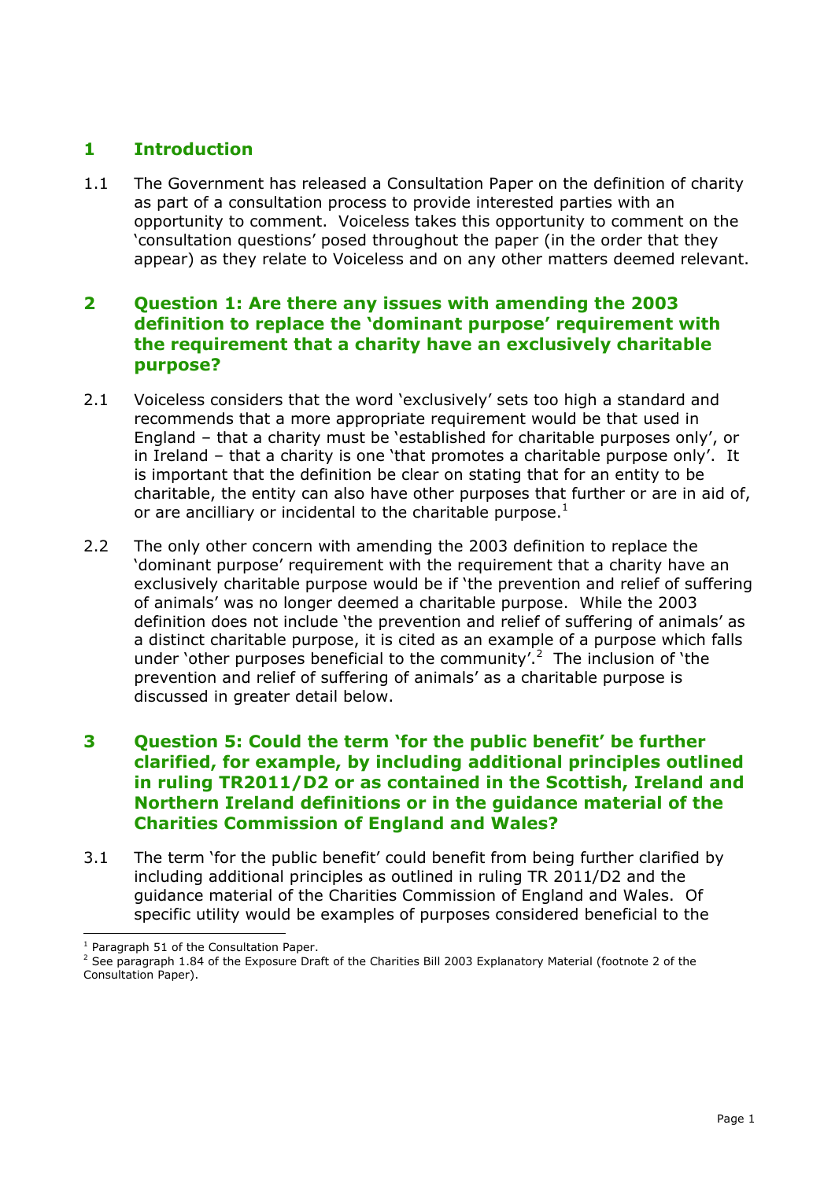## 1 Introduction

1.1 The Government has released a Consultation Paper on the definition of charity as part of a consultation process to provide interested parties with an opportunity to comment. Voiceless takes this opportunity to comment on the 'consultation questions' posed throughout the paper (in the order that they appear) as they relate to Voiceless and on any other matters deemed relevant.

## 2 Question 1: Are there any issues with amending the 2003 definition to replace the 'dominant purpose' requirement with the requirement that a charity have an exclusively charitable purpose?

2.1 Voiceless considers that the word 'exclusively' sets too high a standard and recommends that a more appropriate requirement would be that used in England – that a charity must be 'established for charitable purposes only', or in Ireland – that a charity is one 'that promotes a charitable purpose only'. It is important that the definition be clear on stating that for an entity to be charitable, the entity can also have other purposes that further or are in aid of, or are ancilliary or incidental to the charitable purpose.[1]

2.2 The only other concern with amending the 2003 definition to replace the 'dominant purpose' requirement with the requirement that a charity have an exclusively charitable purpose would be if 'the prevention and relief of suffering of animals' was no longer deemed a charitable purpose. While the 2003 definition does not include 'the prevention and relief of suffering of animals' as a distinct charitable purpose, it is cited as an example of a purpose which falls under 'other purposes beneficial to the community'.[2] The inclusion of 'the prevention and relief of suffering of animals' as a charitable purpose is discussed in greater detail below.

## 3 Question 5: Could the term 'for the public benefit' be further clarified, for example, by including additional principles outlined in ruling TR2011/D2 or as contained in the Scottish, Ireland and Northern Ireland definitions or in the guidance material of the Charities Commission of England and Wales?

3.1 The term 'for the public benefit' could benefit from being further clarified by including additional principles as outlined in ruling TR 2011/D2 and the guidance material of the Charities Commission of England and Wales. Of specific utility would be examples of purposes considered beneficial to the

[1] Paragraph 51 of the Consultation Paper.

[2] See paragraph 1.84 of the Exposure Draft of the Charities Bill 2003 Explanatory Material (footnote 2 of the Consultation Paper).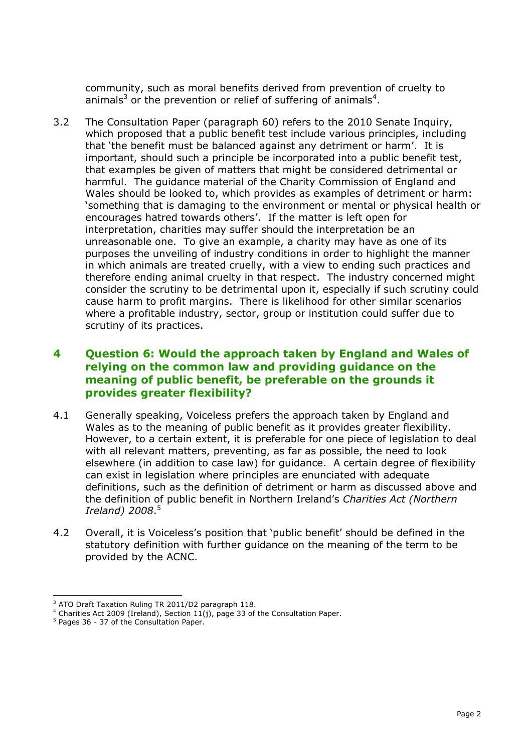community, such as moral benefits derived from prevention of cruelty to animals[3] or the prevention or relief of suffering of animals[4].

3.2 The Consultation Paper (paragraph 60) refers to the 2010 Senate Inquiry, which proposed that a public benefit test include various principles, including that 'the benefit must be balanced against any detriment or harm'. It is important, should such a principle be incorporated into a public benefit test, that examples be given of matters that might be considered detrimental or harmful. The guidance material of the Charity Commission of England and Wales should be looked to, which provides as examples of detriment or harm: 'something that is damaging to the environment or mental or physical health or encourages hatred towards others'. If the matter is left open for interpretation, charities may suffer should the interpretation be an unreasonable one. To give an example, a charity may have as one of its purposes the unveiling of industry conditions in order to highlight the manner in which animals are treated cruelly, with a view to ending such practices and therefore ending animal cruelty in that respect. The industry concerned might consider the scrutiny to be detrimental upon it, especially if such scrutiny could cause harm to profit margins. There is likelihood for other similar scenarios where a profitable industry, sector, group or institution could suffer due to scrutiny of its practices.

## 4 Question 6: Would the approach taken by England and Wales of relying on the common law and providing guidance on the meaning of public benefit, be preferable on the grounds it provides greater flexibility?

4.1 Generally speaking, Voiceless prefers the approach taken by England and Wales as to the meaning of public benefit as it provides greater flexibility. However, to a certain extent, it is preferable for one piece of legislation to deal with all relevant matters, preventing, as far as possible, the need to look elsewhere (in addition to case law) for guidance. A certain degree of flexibility can exist in legislation where principles are enunciated with adequate definitions, such as the definition of detriment or harm as discussed above and the definition of public benefit in Northern Ireland's *Charities Act (Northern Ireland) 2008*.[5]

4.2 Overall, it is Voiceless's position that 'public benefit' should be defined in the statutory definition with further guidance on the meaning of the term to be provided by the ACNC.

---

[3] ATO Draft Taxation Ruling TR 2011/D2 paragraph 118.

[4] Charities Act 2009 (Ireland), Section 11(j), page 33 of the Consultation Paper.

[5] Pages 36 - 37 of the Consultation Paper.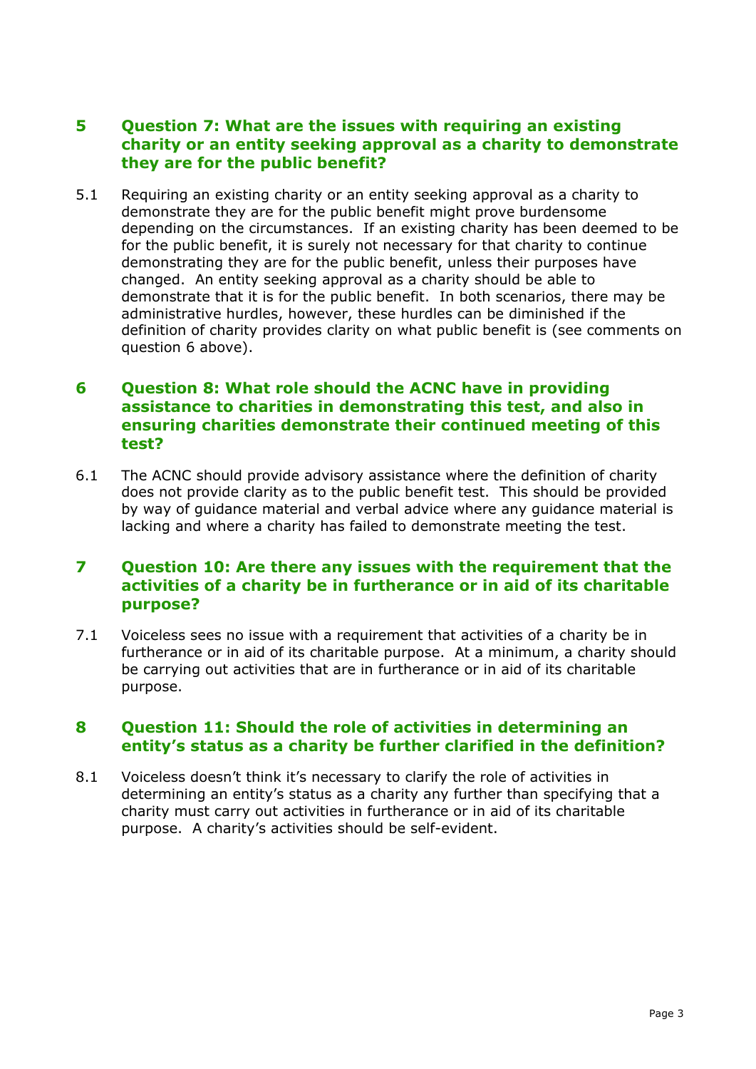## 5 Question 7: What are the issues with requiring an existing charity or an entity seeking approval as a charity to demonstrate they are for the public benefit?

5.1 Requiring an existing charity or an entity seeking approval as a charity to demonstrate they are for the public benefit might prove burdensome depending on the circumstances. If an existing charity has been deemed to be for the public benefit, it is surely not necessary for that charity to continue demonstrating they are for the public benefit, unless their purposes have changed. An entity seeking approval as a charity should be able to demonstrate that it is for the public benefit. In both scenarios, there may be administrative hurdles, however, these hurdles can be diminished if the definition of charity provides clarity on what public benefit is (see comments on question 6 above).

## 6 Question 8: What role should the ACNC have in providing assistance to charities in demonstrating this test, and also in ensuring charities demonstrate their continued meeting of this test?

6.1 The ACNC should provide advisory assistance where the definition of charity does not provide clarity as to the public benefit test. This should be provided by way of guidance material and verbal advice where any guidance material is lacking and where a charity has failed to demonstrate meeting the test.

## 7 Question 10: Are there any issues with the requirement that the activities of a charity be in furtherance or in aid of its charitable purpose?

7.1 Voiceless sees no issue with a requirement that activities of a charity be in furtherance or in aid of its charitable purpose. At a minimum, a charity should be carrying out activities that are in furtherance or in aid of its charitable purpose.

## 8 Question 11: Should the role of activities in determining an entity's status as a charity be further clarified in the definition?

8.1 Voiceless doesn't think it's necessary to clarify the role of activities in determining an entity's status as a charity any further than specifying that a charity must carry out activities in furtherance or in aid of its charitable purpose. A charity's activities should be self-evident.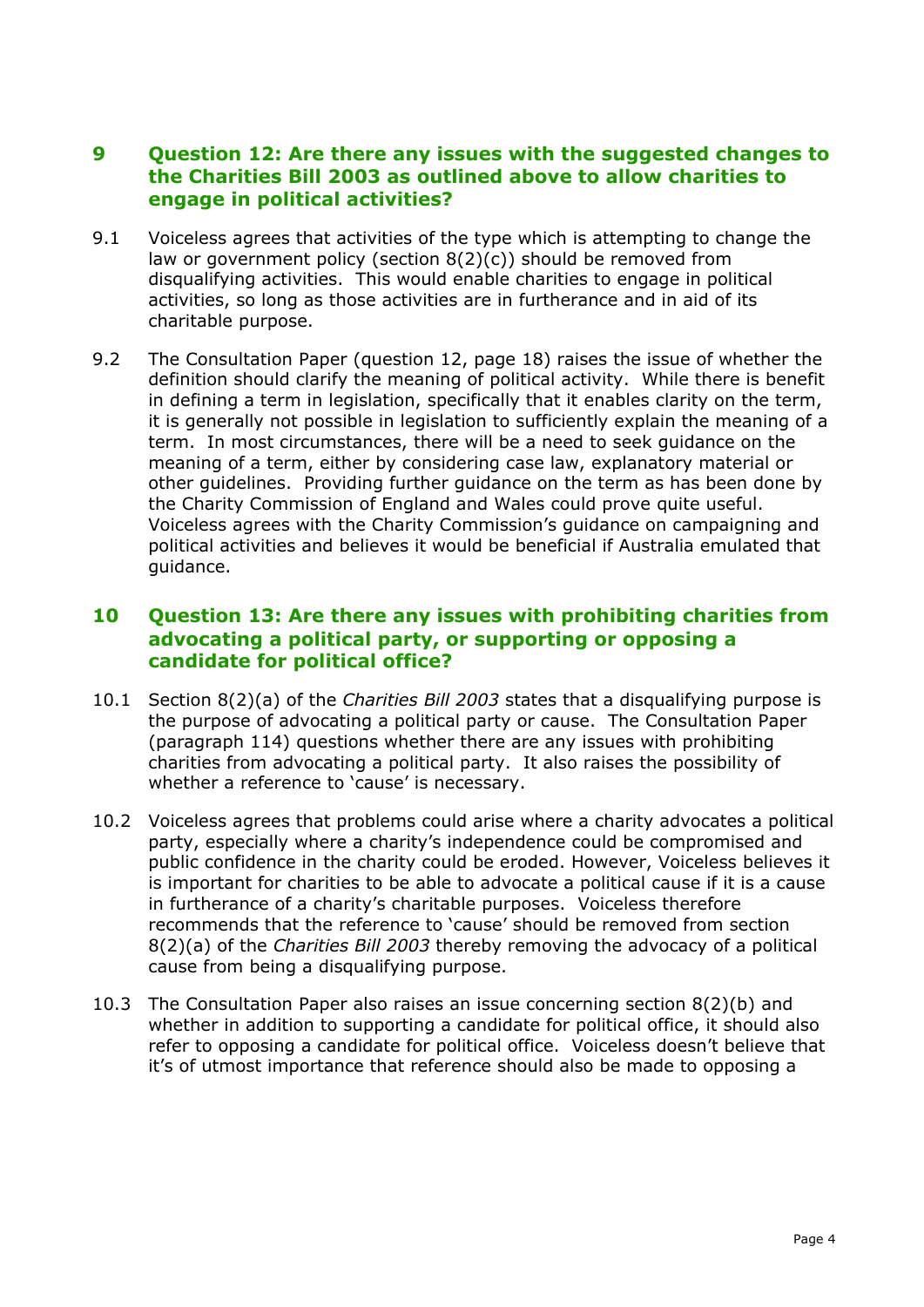## 9 Question 12: Are there any issues with the suggested changes to the Charities Bill 2003 as outlined above to allow charities to engage in political activities?

9.1 Voiceless agrees that activities of the type which is attempting to change the law or government policy (section 8(2)(c)) should be removed from disqualifying activities. This would enable charities to engage in political activities, so long as those activities are in furtherance and in aid of its charitable purpose.

9.2 The Consultation Paper (question 12, page 18) raises the issue of whether the definition should clarify the meaning of political activity. While there is benefit in defining a term in legislation, specifically that it enables clarity on the term, it is generally not possible in legislation to sufficiently explain the meaning of a term. In most circumstances, there will be a need to seek guidance on the meaning of a term, either by considering case law, explanatory material or other guidelines. Providing further guidance on the term as has been done by the Charity Commission of England and Wales could prove quite useful. Voiceless agrees with the Charity Commission's guidance on campaigning and political activities and believes it would be beneficial if Australia emulated that guidance.

## 10 Question 13: Are there any issues with prohibiting charities from advocating a political party, or supporting or opposing a candidate for political office?

10.1 Section 8(2)(a) of the *Charities Bill 2003* states that a disqualifying purpose is the purpose of advocating a political party or cause. The Consultation Paper (paragraph 114) questions whether there are any issues with prohibiting charities from advocating a political party. It also raises the possibility of whether a reference to 'cause' is necessary.

10.2 Voiceless agrees that problems could arise where a charity advocates a political party, especially where a charity's independence could be compromised and public confidence in the charity could be eroded. However, Voiceless believes it is important for charities to be able to advocate a political cause if it is a cause in furtherance of a charity's charitable purposes. Voiceless therefore recommends that the reference to 'cause' should be removed from section 8(2)(a) of the *Charities Bill 2003* thereby removing the advocacy of a political cause from being a disqualifying purpose.

10.3 The Consultation Paper also raises an issue concerning section 8(2)(b) and whether in addition to supporting a candidate for political office, it should also refer to opposing a candidate for political office. Voiceless doesn't believe that it's of utmost importance that reference should also be made to opposing a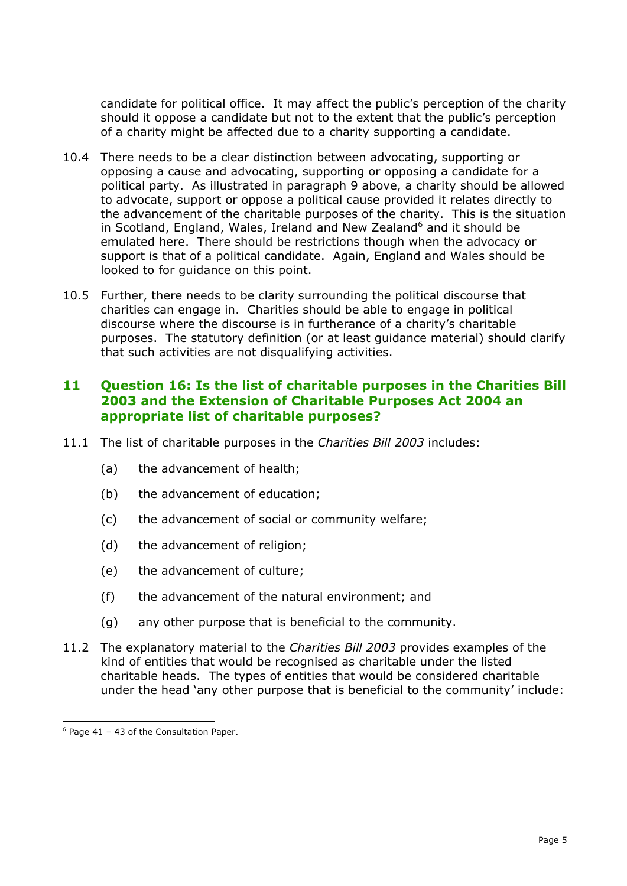candidate for political office. It may affect the public's perception of the charity should it oppose a candidate but not to the extent that the public's perception of a charity might be affected due to a charity supporting a candidate.

10.4 There needs to be a clear distinction between advocating, supporting or opposing a cause and advocating, supporting or opposing a candidate for a political party. As illustrated in paragraph 9 above, a charity should be allowed to advocate, support or oppose a political cause provided it relates directly to the advancement of the charitable purposes of the charity. This is the situation in Scotland, England, Wales, Ireland and New Zealand[6] and it should be emulated here. There should be restrictions though when the advocacy or support is that of a political candidate. Again, England and Wales should be looked to for guidance on this point.

10.5 Further, there needs to be clarity surrounding the political discourse that charities can engage in. Charities should be able to engage in political discourse where the discourse is in furtherance of a charity's charitable purposes. The statutory definition (or at least guidance material) should clarify that such activities are not disqualifying activities.

## 11 Question 16: Is the list of charitable purposes in the Charities Bill 2003 and the Extension of Charitable Purposes Act 2004 an appropriate list of charitable purposes?

11.1 The list of charitable purposes in the *Charities Bill 2003* includes:

(a) the advancement of health;

(b) the advancement of education;

(c) the advancement of social or community welfare;

(d) the advancement of religion;

(e) the advancement of culture;

(f) the advancement of the natural environment; and

(g) any other purpose that is beneficial to the community.

11.2 The explanatory material to the *Charities Bill 2003* provides examples of the kind of entities that would be recognised as charitable under the listed charitable heads. The types of entities that would be considered charitable under the head 'any other purpose that is beneficial to the community' include:

[6] Page 41 – 43 of the Consultation Paper.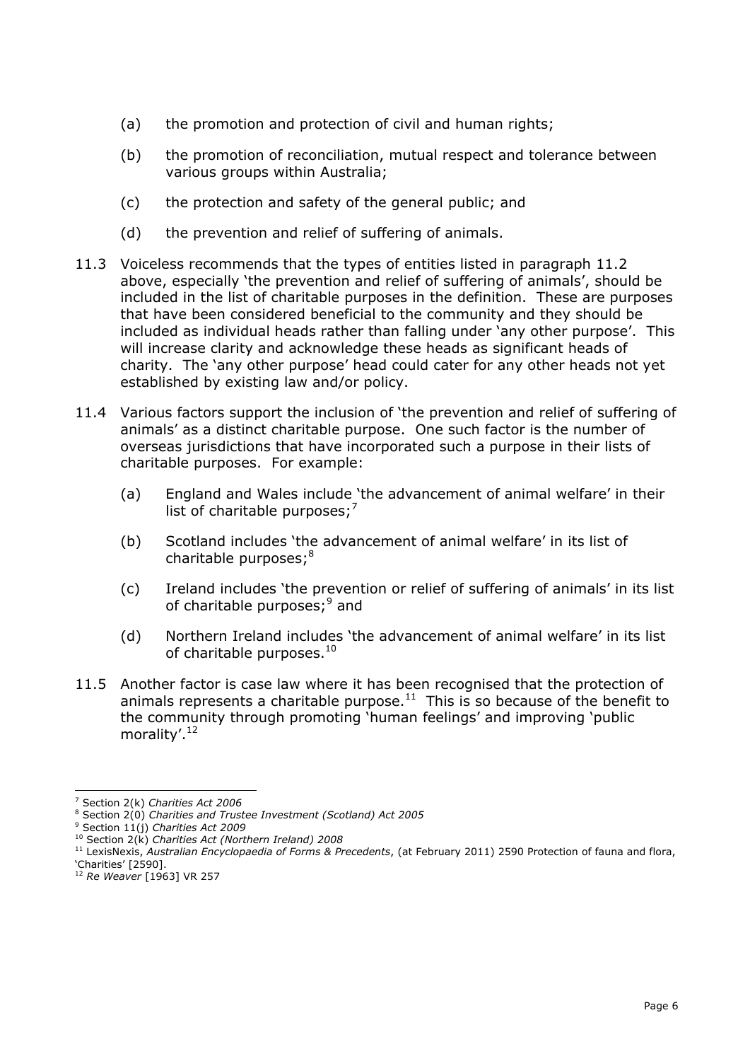(a) the promotion and protection of civil and human rights;

(b) the promotion of reconciliation, mutual respect and tolerance between various groups within Australia;

(c) the protection and safety of the general public; and

(d) the prevention and relief of suffering of animals.

11.3 Voiceless recommends that the types of entities listed in paragraph 11.2 above, especially 'the prevention and relief of suffering of animals', should be included in the list of charitable purposes in the definition. These are purposes that have been considered beneficial to the community and they should be included as individual heads rather than falling under 'any other purpose'. This will increase clarity and acknowledge these heads as significant heads of charity. The 'any other purpose' head could cater for any other heads not yet established by existing law and/or policy.

11.4 Various factors support the inclusion of 'the prevention and relief of suffering of animals' as a distinct charitable purpose. One such factor is the number of overseas jurisdictions that have incorporated such a purpose in their lists of charitable purposes. For example:

(a) England and Wales include 'the advancement of animal welfare' in their list of charitable purposes;[7]

(b) Scotland includes 'the advancement of animal welfare' in its list of charitable purposes;[8]

(c) Ireland includes 'the prevention or relief of suffering of animals' in its list of charitable purposes;[9] and

(d) Northern Ireland includes 'the advancement of animal welfare' in its list of charitable purposes.[10]

11.5 Another factor is case law where it has been recognised that the protection of animals represents a charitable purpose.[11] This is so because of the benefit to the community through promoting 'human feelings' and improving 'public morality'.[12]

---

[7] Section 2(k) *Charities Act 2006*

[8] Section 2(0) *Charities and Trustee Investment (Scotland) Act 2005*

[9] Section 11(j) *Charities Act 2009*

[10] Section 2(k) *Charities Act (Northern Ireland) 2008*

[11] LexisNexis, *Australian Encyclopaedia of Forms & Precedents*, (at February 2011) 2590 Protection of fauna and flora, 'Charities' [2590].

[12] *Re Weaver* [1963] VR 257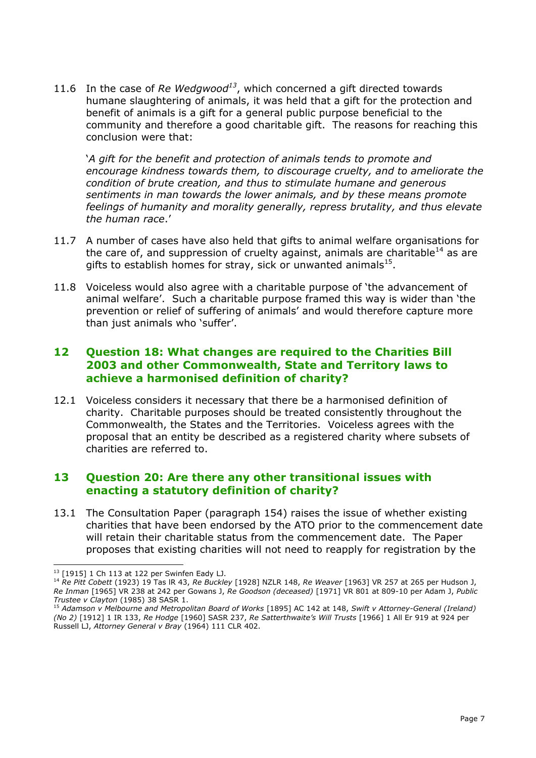11.6 In the case of *Re Wedgwood*[13], which concerned a gift directed towards humane slaughtering of animals, it was held that a gift for the protection and benefit of animals is a gift for a general public purpose beneficial to the community and therefore a good charitable gift. The reasons for reaching this conclusion were that:

> '*A gift for the benefit and protection of animals tends to promote and encourage kindness towards them, to discourage cruelty, and to ameliorate the condition of brute creation, and thus to stimulate humane and generous sentiments in man towards the lower animals, and by these means promote feelings of humanity and morality generally, repress brutality, and thus elevate the human race*.'

11.7 A number of cases have also held that gifts to animal welfare organisations for the care of, and suppression of cruelty against, animals are charitable[14] as are gifts to establish homes for stray, sick or unwanted animals[15].

11.8 Voiceless would also agree with a charitable purpose of 'the advancement of animal welfare'. Such a charitable purpose framed this way is wider than 'the prevention or relief of suffering of animals' and would therefore capture more than just animals who 'suffer'.

## 12 Question 18: What changes are required to the Charities Bill 2003 and other Commonwealth, State and Territory laws to achieve a harmonised definition of charity?

12.1 Voiceless considers it necessary that there be a harmonised definition of charity. Charitable purposes should be treated consistently throughout the Commonwealth, the States and the Territories. Voiceless agrees with the proposal that an entity be described as a registered charity where subsets of charities are referred to.

## 13 Question 20: Are there any other transitional issues with enacting a statutory definition of charity?

13.1 The Consultation Paper (paragraph 154) raises the issue of whether existing charities that have been endorsed by the ATO prior to the commencement date will retain their charitable status from the commencement date. The Paper proposes that existing charities will not need to reapply for registration by the

---

[13] [1915] 1 Ch 113 at 122 per Swinfen Eady LJ.

[14] *Re Pitt Cobett* (1923) 19 Tas lR 43, *Re Buckley* [1928] NZLR 148, *Re Weaver* [1963] VR 257 at 265 per Hudson J, *Re Inman* [1965] VR 238 at 242 per Gowans J, *Re Goodson (deceased)* [1971] VR 801 at 809-10 per Adam J, *Public Trustee v Clayton* (1985) 38 SASR 1.

[15] *Adamson v Melbourne and Metropolitan Board of Works* [1895] AC 142 at 148, *Swift v Attorney-General (Ireland) (No 2)* [1912] 1 IR 133, *Re Hodge* [1960] SASR 237, *Re Satterthwaite's Will Trusts* [1966] 1 All Er 919 at 924 per Russell LJ, *Attorney General v Bray* (1964) 111 CLR 402.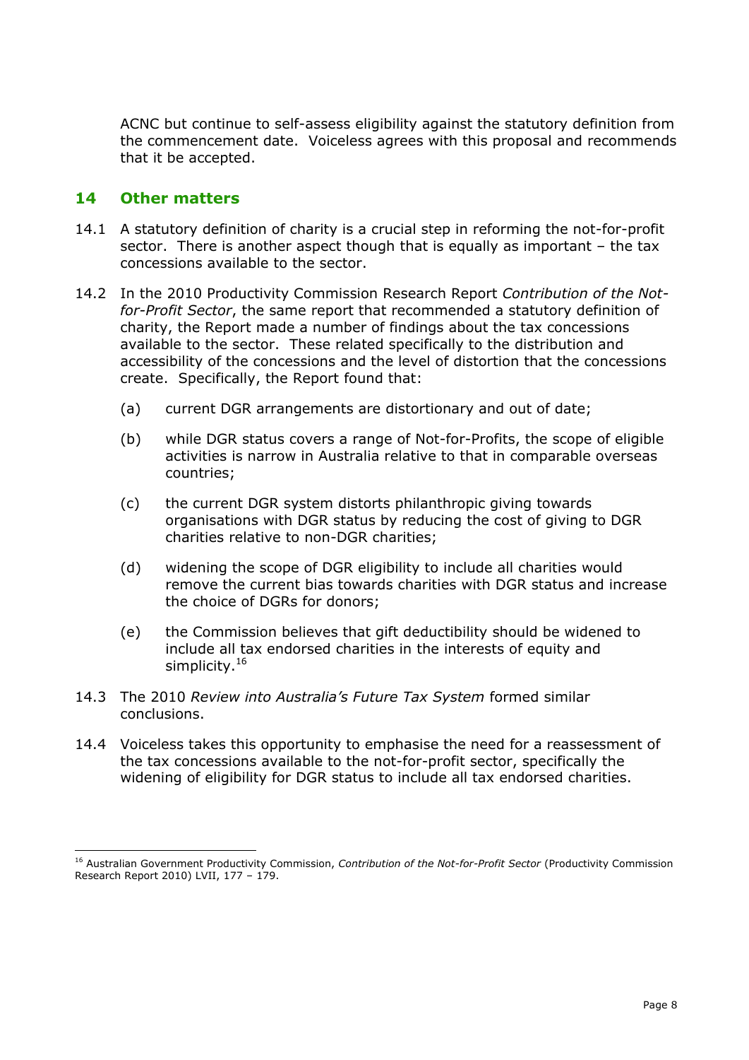ACNC but continue to self-assess eligibility against the statutory definition from the commencement date. Voiceless agrees with this proposal and recommends that it be accepted.

## 14 Other matters

14.1 A statutory definition of charity is a crucial step in reforming the not-for-profit sector. There is another aspect though that is equally as important – the tax concessions available to the sector.

14.2 In the 2010 Productivity Commission Research Report *Contribution of the Not-for-Profit Sector*, the same report that recommended a statutory definition of charity, the Report made a number of findings about the tax concessions available to the sector. These related specifically to the distribution and accessibility of the concessions and the level of distortion that the concessions create. Specifically, the Report found that:

(a) current DGR arrangements are distortionary and out of date;

(b) while DGR status covers a range of Not-for-Profits, the scope of eligible activities is narrow in Australia relative to that in comparable overseas countries;

(c) the current DGR system distorts philanthropic giving towards organisations with DGR status by reducing the cost of giving to DGR charities relative to non-DGR charities;

(d) widening the scope of DGR eligibility to include all charities would remove the current bias towards charities with DGR status and increase the choice of DGRs for donors;

(e) the Commission believes that gift deductibility should be widened to include all tax endorsed charities in the interests of equity and simplicity.[16]

14.3 The 2010 *Review into Australia's Future Tax System* formed similar conclusions.

14.4 Voiceless takes this opportunity to emphasise the need for a reassessment of the tax concessions available to the not-for-profit sector, specifically the widening of eligibility for DGR status to include all tax endorsed charities.

---

[16] Australian Government Productivity Commission, *Contribution of the Not-for-Profit Sector* (Productivity Commission Research Report 2010) LVII, 177 – 179.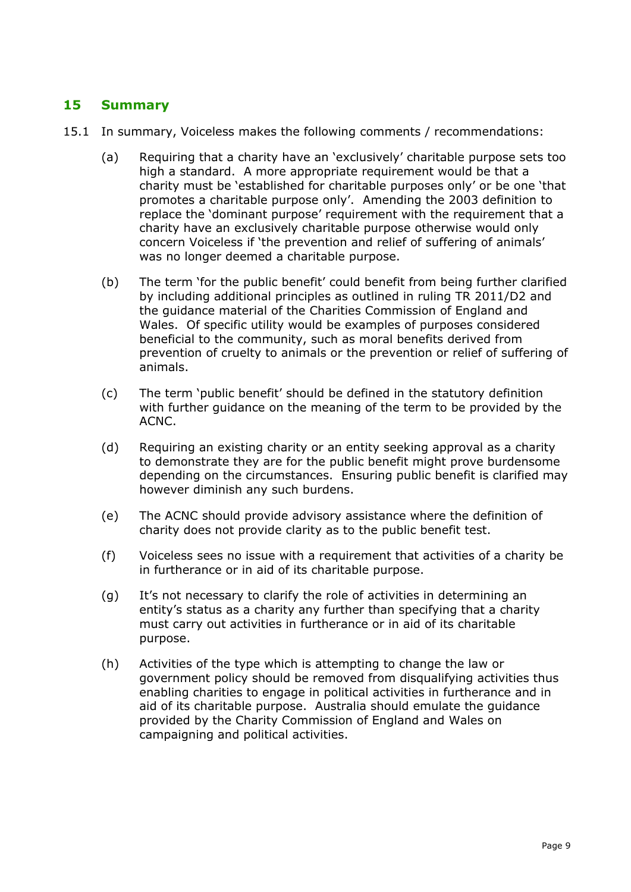## 15 Summary

15.1 In summary, Voiceless makes the following comments / recommendations:

(a) Requiring that a charity have an 'exclusively' charitable purpose sets too high a standard. A more appropriate requirement would be that a charity must be 'established for charitable purposes only' or be one 'that promotes a charitable purpose only'. Amending the 2003 definition to replace the 'dominant purpose' requirement with the requirement that a charity have an exclusively charitable purpose otherwise would only concern Voiceless if 'the prevention and relief of suffering of animals' was no longer deemed a charitable purpose.

(b) The term 'for the public benefit' could benefit from being further clarified by including additional principles as outlined in ruling TR 2011/D2 and the guidance material of the Charities Commission of England and Wales. Of specific utility would be examples of purposes considered beneficial to the community, such as moral benefits derived from prevention of cruelty to animals or the prevention or relief of suffering of animals.

(c) The term 'public benefit' should be defined in the statutory definition with further guidance on the meaning of the term to be provided by the ACNC.

(d) Requiring an existing charity or an entity seeking approval as a charity to demonstrate they are for the public benefit might prove burdensome depending on the circumstances. Ensuring public benefit is clarified may however diminish any such burdens.

(e) The ACNC should provide advisory assistance where the definition of charity does not provide clarity as to the public benefit test.

(f) Voiceless sees no issue with a requirement that activities of a charity be in furtherance or in aid of its charitable purpose.

(g) It's not necessary to clarify the role of activities in determining an entity's status as a charity any further than specifying that a charity must carry out activities in furtherance or in aid of its charitable purpose.

(h) Activities of the type which is attempting to change the law or government policy should be removed from disqualifying activities thus enabling charities to engage in political activities in furtherance and in aid of its charitable purpose. Australia should emulate the guidance provided by the Charity Commission of England and Wales on campaigning and political activities.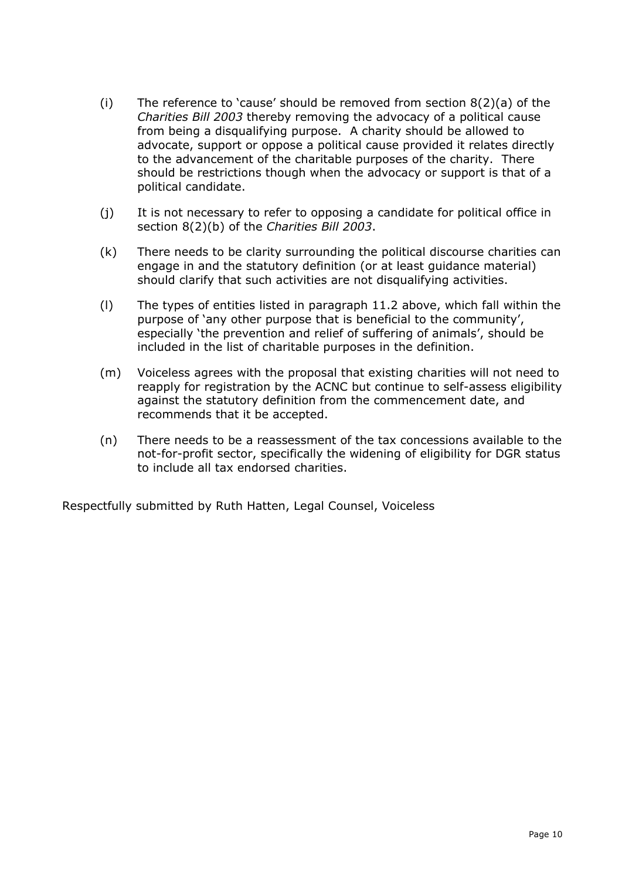(i) The reference to 'cause' should be removed from section 8(2)(a) of the *Charities Bill 2003* thereby removing the advocacy of a political cause from being a disqualifying purpose. A charity should be allowed to advocate, support or oppose a political cause provided it relates directly to the advancement of the charitable purposes of the charity. There should be restrictions though when the advocacy or support is that of a political candidate.

(j) It is not necessary to refer to opposing a candidate for political office in section 8(2)(b) of the *Charities Bill 2003*.

(k) There needs to be clarity surrounding the political discourse charities can engage in and the statutory definition (or at least guidance material) should clarify that such activities are not disqualifying activities.

(l) The types of entities listed in paragraph 11.2 above, which fall within the purpose of 'any other purpose that is beneficial to the community', especially 'the prevention and relief of suffering of animals', should be included in the list of charitable purposes in the definition.

(m) Voiceless agrees with the proposal that existing charities will not need to reapply for registration by the ACNC but continue to self-assess eligibility against the statutory definition from the commencement date, and recommends that it be accepted.

(n) There needs to be a reassessment of the tax concessions available to the not-for-profit sector, specifically the widening of eligibility for DGR status to include all tax endorsed charities.

Respectfully submitted by Ruth Hatten, Legal Counsel, Voiceless